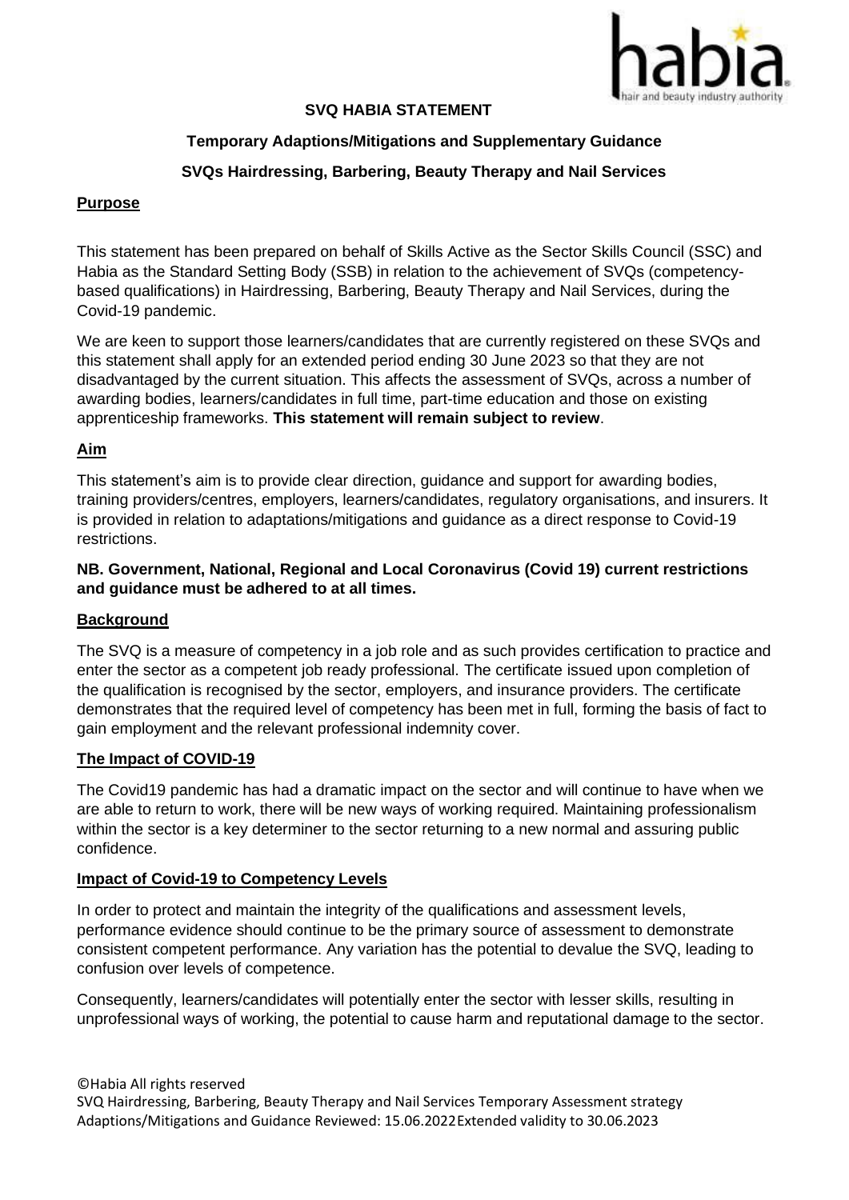**SVQ HABIA STATEMENT**

**Temporary Adaptions/Mitigations and Supplementary Guidance**

**SVQs Hairdressing, Barbering, Beauty Therapy and Nail Services**

## Purpose

This statement has been prepared on behalf of Skills Active as the Sector Skills Council (SSC) and Habia as the Standard Setting Body (SSB) in relation to the achievement of SVQs (competency-based qualifications) in Hairdressing, Barbering, Beauty Therapy and Nail Services, during the Covid-19 pandemic.

We are keen to support those learners/candidates that are currently registered on these SVQs and this statement shall apply for an extended period ending 30 June 2023 so that they are not disadvantaged by the current situation. This affects the assessment of SVQs, across a number of awarding bodies, learners/candidates in full time, part-time education and those on existing apprenticeship frameworks. **This statement will remain subject to review**.

## Aim

This statement's aim is to provide clear direction, guidance and support for awarding bodies, training providers/centres, employers, learners/candidates, regulatory organisations, and insurers. It is provided in relation to adaptations/mitigations and guidance as a direct response to Covid-19 restrictions.

**NB. Government, National, Regional and Local Coronavirus (Covid 19) current restrictions and guidance must be adhered to at all times.**

## Background

The SVQ is a measure of competency in a job role and as such provides certification to practice and enter the sector as a competent job ready professional. The certificate issued upon completion of the qualification is recognised by the sector, employers, and insurance providers. The certificate demonstrates that the required level of competency has been met in full, forming the basis of fact to gain employment and the relevant professional indemnity cover.

## The Impact of COVID-19

The Covid19 pandemic has had a dramatic impact on the sector and will continue to have when we are able to return to work, there will be new ways of working required. Maintaining professionalism within the sector is a key determiner to the sector returning to a new normal and assuring public confidence.

## Impact of Covid-19 to Competency Levels

In order to protect and maintain the integrity of the qualifications and assessment levels, performance evidence should continue to be the primary source of assessment to demonstrate consistent competent performance. Any variation has the potential to devalue the SVQ, leading to confusion over levels of competence.

Consequently, learners/candidates will potentially enter the sector with lesser skills, resulting in unprofessional ways of working, the potential to cause harm and reputational damage to the sector.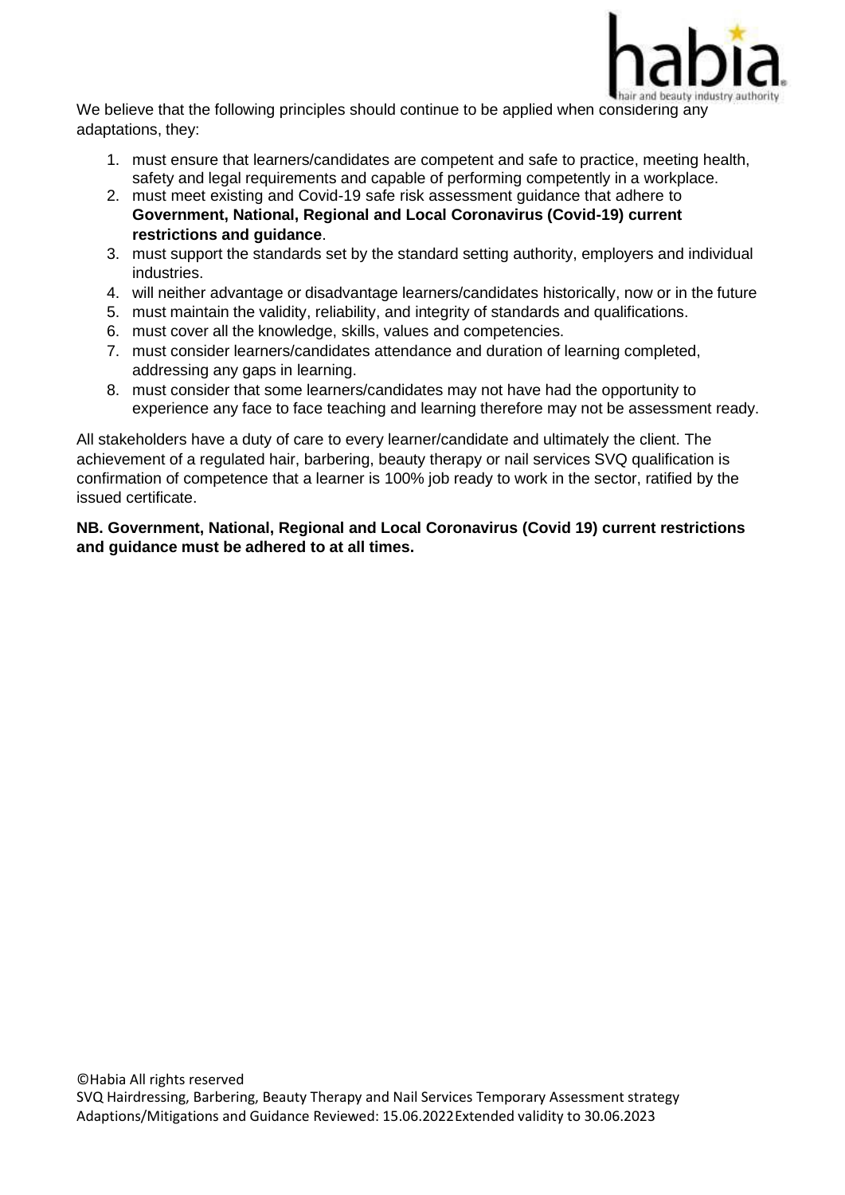We believe that the following principles should continue to be applied when considering any adaptations, they:

1. must ensure that learners/candidates are competent and safe to practice, meeting health, safety and legal requirements and capable of performing competently in a workplace.
2. must meet existing and Covid-19 safe risk assessment guidance that adhere to **Government, National, Regional and Local Coronavirus (Covid-19) current restrictions and guidance**.
3. must support the standards set by the standard setting authority, employers and individual industries.
4. will neither advantage or disadvantage learners/candidates historically, now or in the future
5. must maintain the validity, reliability, and integrity of standards and qualifications.
6. must cover all the knowledge, skills, values and competencies.
7. must consider learners/candidates attendance and duration of learning completed, addressing any gaps in learning.
8. must consider that some learners/candidates may not have had the opportunity to experience any face to face teaching and learning therefore may not be assessment ready.

All stakeholders have a duty of care to every learner/candidate and ultimately the client. The achievement of a regulated hair, barbering, beauty therapy or nail services SVQ qualification is confirmation of competence that a learner is 100% job ready to work in the sector, ratified by the issued certificate.

**NB. Government, National, Regional and Local Coronavirus (Covid 19) current restrictions and guidance must be adhered to at all times.**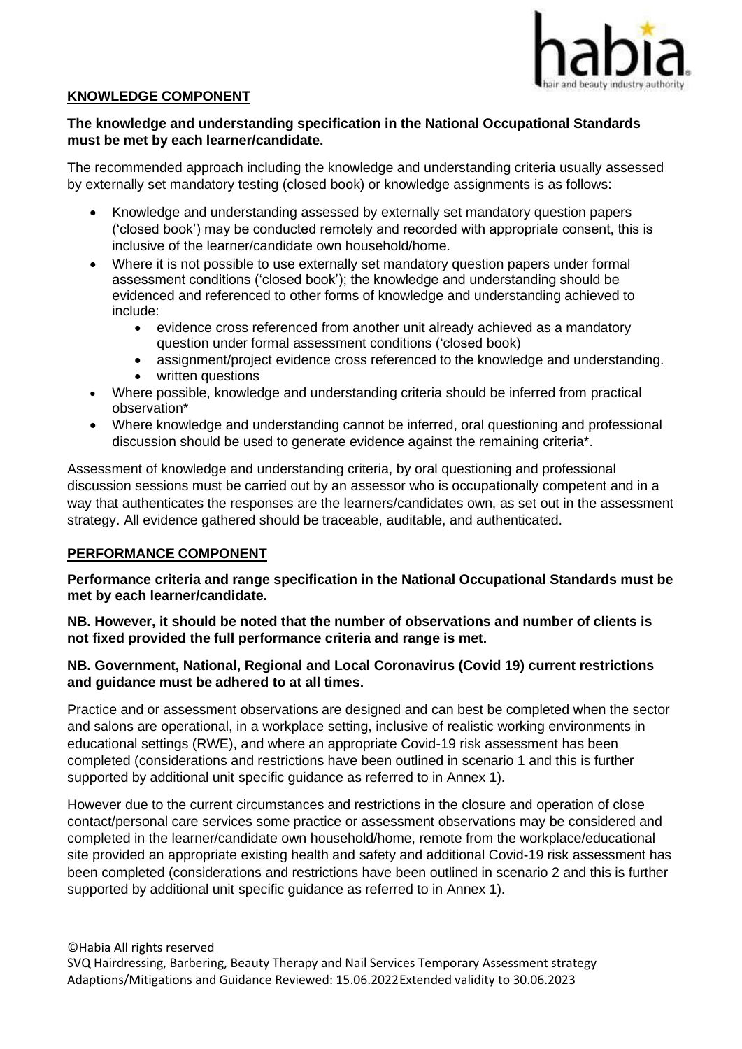## KNOWLEDGE COMPONENT

**The knowledge and understanding specification in the National Occupational Standards must be met by each learner/candidate.**

The recommended approach including the knowledge and understanding criteria usually assessed by externally set mandatory testing (closed book) or knowledge assignments is as follows:

- Knowledge and understanding assessed by externally set mandatory question papers ('closed book') may be conducted remotely and recorded with appropriate consent, this is inclusive of the learner/candidate own household/home.
- Where it is not possible to use externally set mandatory question papers under formal assessment conditions ('closed book'); the knowledge and understanding should be evidenced and referenced to other forms of knowledge and understanding achieved to include:
    - evidence cross referenced from another unit already achieved as a mandatory question under formal assessment conditions ('closed book)
    - assignment/project evidence cross referenced to the knowledge and understanding.
    - written questions
- Where possible, knowledge and understanding criteria should be inferred from practical observation*
- Where knowledge and understanding cannot be inferred, oral questioning and professional discussion should be used to generate evidence against the remaining criteria*.

Assessment of knowledge and understanding criteria, by oral questioning and professional discussion sessions must be carried out by an assessor who is occupationally competent and in a way that authenticates the responses are the learners/candidates own, as set out in the assessment strategy. All evidence gathered should be traceable, auditable, and authenticated.

## PERFORMANCE COMPONENT

**Performance criteria and range specification in the National Occupational Standards must be met by each learner/candidate.**

**NB. However, it should be noted that the number of observations and number of clients is not fixed provided the full performance criteria and range is met.**

**NB. Government, National, Regional and Local Coronavirus (Covid 19) current restrictions and guidance must be adhered to at all times.**

Practice and or assessment observations are designed and can best be completed when the sector and salons are operational, in a workplace setting, inclusive of realistic working environments in educational settings (RWE), and where an appropriate Covid-19 risk assessment has been completed (considerations and restrictions have been outlined in scenario 1 and this is further supported by additional unit specific guidance as referred to in Annex 1).

However due to the current circumstances and restrictions in the closure and operation of close contact/personal care services some practice or assessment observations may be considered and completed in the learner/candidate own household/home, remote from the workplace/educational site provided an appropriate existing health and safety and additional Covid-19 risk assessment has been completed (considerations and restrictions have been outlined in scenario 2 and this is further supported by additional unit specific guidance as referred to in Annex 1).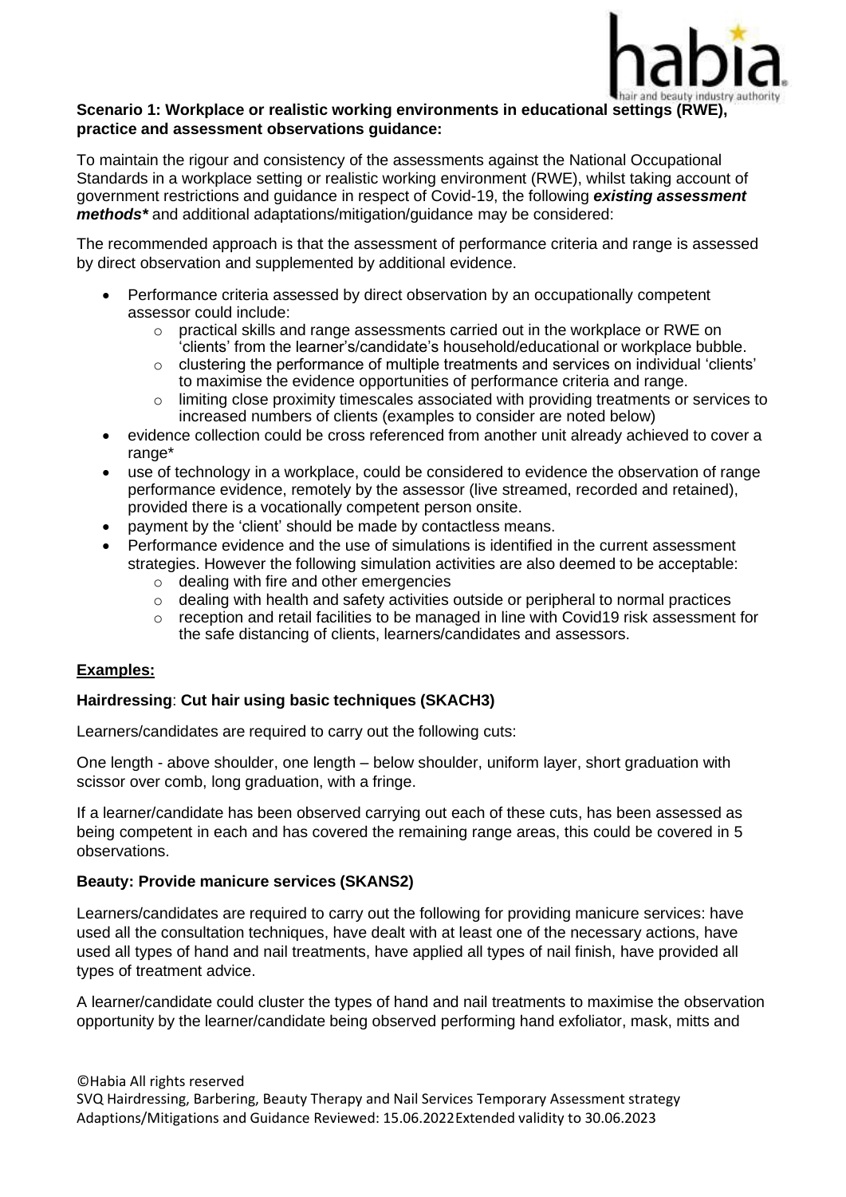**Scenario 1: Workplace or realistic working environments in educational settings (RWE), practice and assessment observations guidance:**

To maintain the rigour and consistency of the assessments against the National Occupational Standards in a workplace setting or realistic working environment (RWE), whilst taking account of government restrictions and guidance in respect of Covid-19, the following ***existing assessment methods**** and additional adaptations/mitigation/guidance may be considered:

The recommended approach is that the assessment of performance criteria and range is assessed by direct observation and supplemented by additional evidence.

- Performance criteria assessed by direct observation by an occupationally competent assessor could include:
  - practical skills and range assessments carried out in the workplace or RWE on 'clients' from the learner's/candidate's household/educational or workplace bubble.
  - clustering the performance of multiple treatments and services on individual 'clients' to maximise the evidence opportunities of performance criteria and range.
  - limiting close proximity timescales associated with providing treatments or services to increased numbers of clients (examples to consider are noted below)
- evidence collection could be cross referenced from another unit already achieved to cover a range*
- use of technology in a workplace, could be considered to evidence the observation of range performance evidence, remotely by the assessor (live streamed, recorded and retained), provided there is a vocationally competent person onsite.
- payment by the 'client' should be made by contactless means.
- Performance evidence and the use of simulations is identified in the current assessment strategies. However the following simulation activities are also deemed to be acceptable:
  - dealing with fire and other emergencies
  - dealing with health and safety activities outside or peripheral to normal practices
  - reception and retail facilities to be managed in line with Covid19 risk assessment for the safe distancing of clients, learners/candidates and assessors.

**Examples:**

**Hairdressing**: **Cut hair using basic techniques (SKACH3)**

Learners/candidates are required to carry out the following cuts:

One length - above shoulder, one length – below shoulder, uniform layer, short graduation with scissor over comb, long graduation, with a fringe.

If a learner/candidate has been observed carrying out each of these cuts, has been assessed as being competent in each and has covered the remaining range areas, this could be covered in 5 observations.

**Beauty: Provide manicure services (SKANS2)**

Learners/candidates are required to carry out the following for providing manicure services: have used all the consultation techniques, have dealt with at least one of the necessary actions, have used all types of hand and nail treatments, have applied all types of nail finish, have provided all types of treatment advice.

A learner/candidate could cluster the types of hand and nail treatments to maximise the observation opportunity by the learner/candidate being observed performing hand exfoliator, mask, mitts and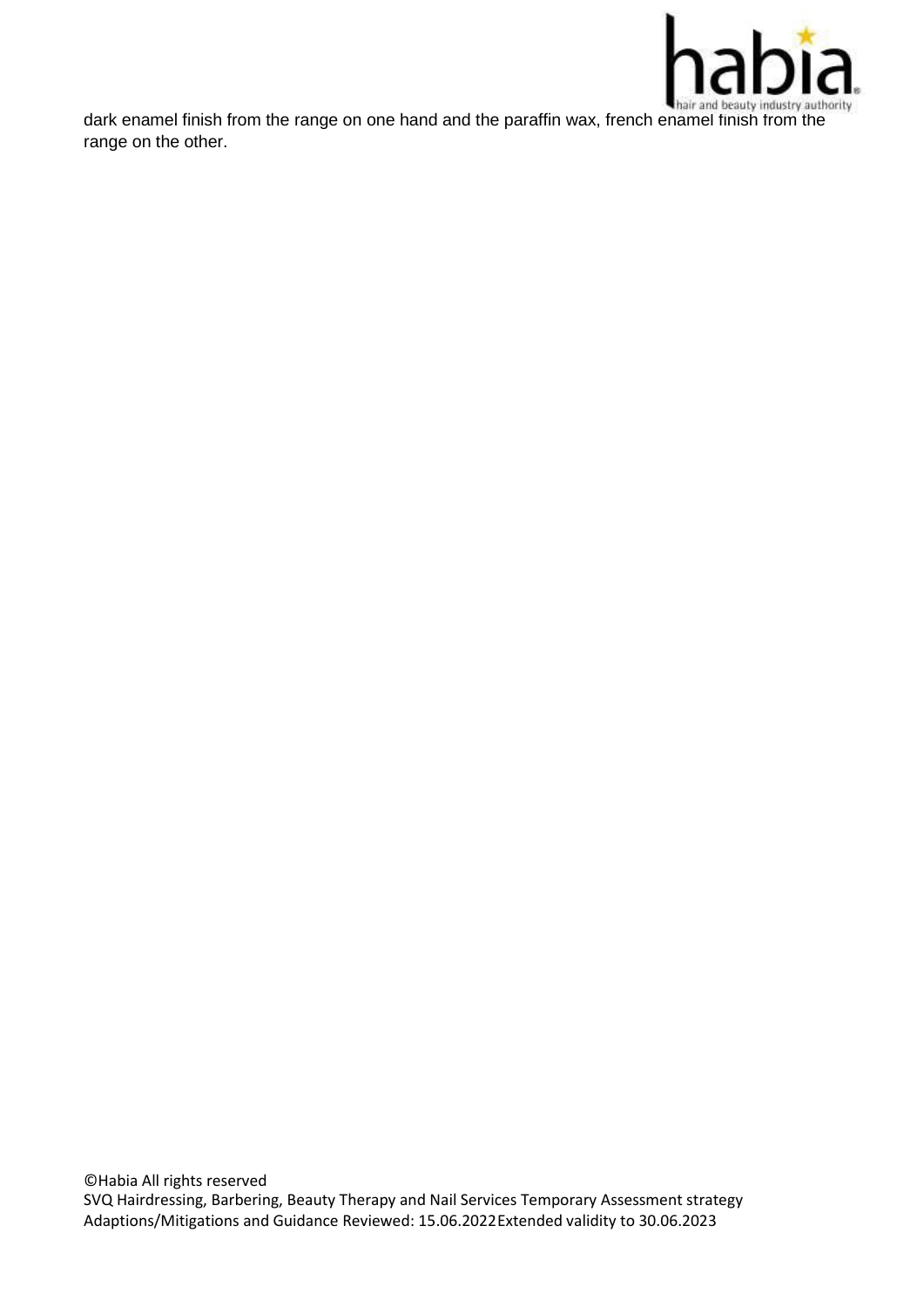dark enamel finish from the range on one hand and the paraffin wax, french enamel finish from the range on the other.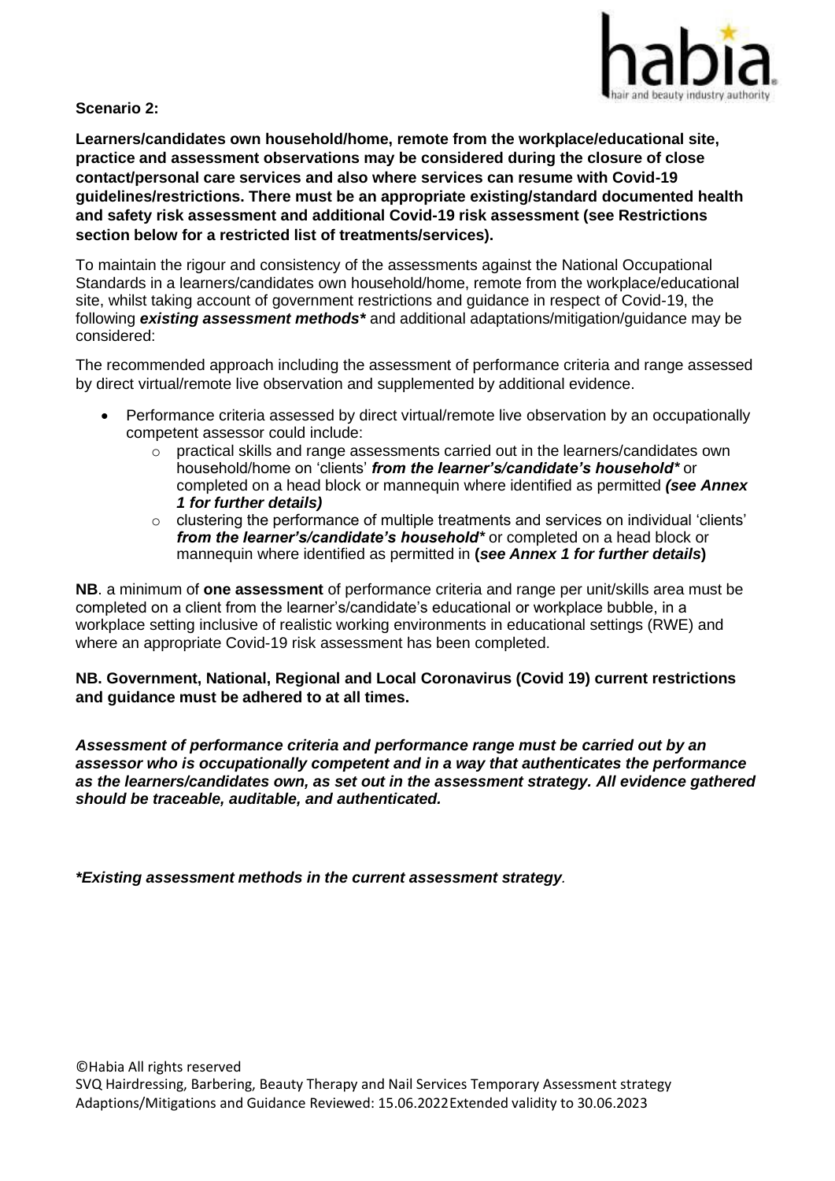**Scenario 2:**

**Learners/candidates own household/home, remote from the workplace/educational site, practice and assessment observations may be considered during the closure of close contact/personal care services and also where services can resume with Covid-19 guidelines/restrictions. There must be an appropriate existing/standard documented health and safety risk assessment and additional Covid-19 risk assessment (see Restrictions section below for a restricted list of treatments/services).**

To maintain the rigour and consistency of the assessments against the National Occupational Standards in a learners/candidates own household/home, remote from the workplace/educational site, whilst taking account of government restrictions and guidance in respect of Covid-19, the following ***existing assessment methods**** and additional adaptations/mitigation/guidance may be considered:

The recommended approach including the assessment of performance criteria and range assessed by direct virtual/remote live observation and supplemented by additional evidence.

- Performance criteria assessed by direct virtual/remote live observation by an occupationally competent assessor could include:
  - practical skills and range assessments carried out in the learners/candidates own household/home on 'clients' ***from the learner's/candidate's household**** or completed on a head block or mannequin where identified as permitted ***(see Annex 1 for further details)***
  - clustering the performance of multiple treatments and services on individual 'clients' ***from the learner's/candidate's household**** or completed on a head block or mannequin where identified as permitted in **(*see Annex 1 for further details*)**

**NB**. a minimum of **one assessment** of performance criteria and range per unit/skills area must be completed on a client from the learner's/candidate's educational or workplace bubble, in a workplace setting inclusive of realistic working environments in educational settings (RWE) and where an appropriate Covid-19 risk assessment has been completed.

**NB. Government, National, Regional and Local Coronavirus (Covid 19) current restrictions and guidance must be adhered to at all times.**

***Assessment of performance criteria and performance range must be carried out by an assessor who is occupationally competent and in a way that authenticates the performance as the learners/candidates own, as set out in the assessment strategy. All evidence gathered should be traceable, auditable, and authenticated.***

***\*Existing assessment methods in the current assessment strategy**.*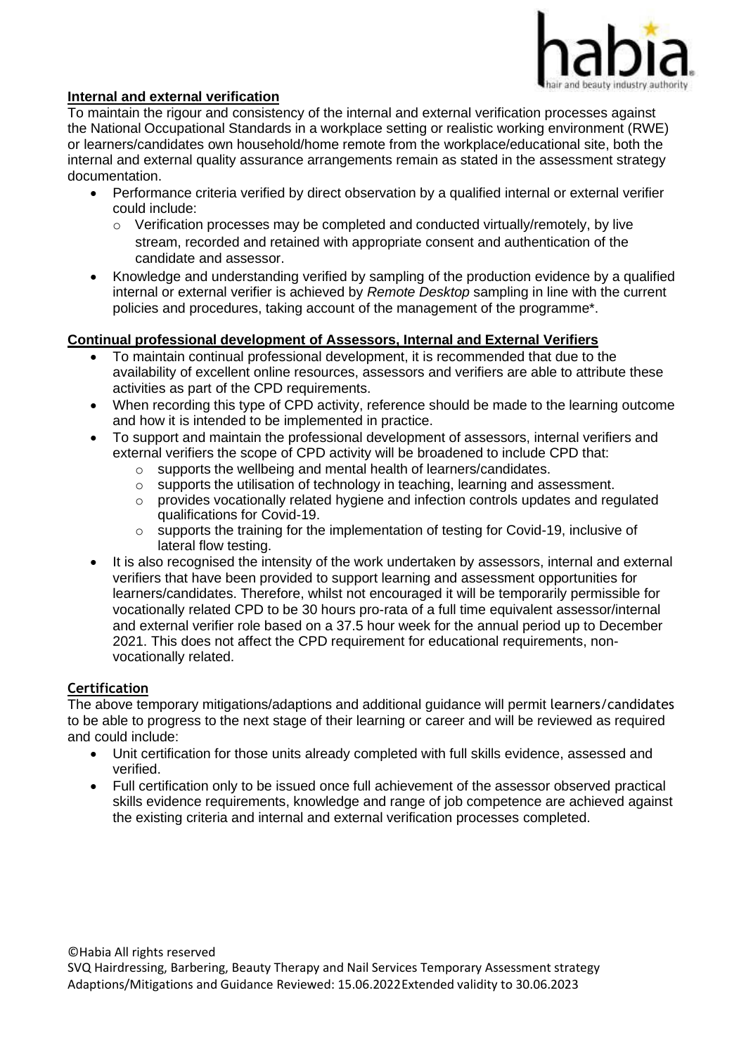**Internal and external verification**

To maintain the rigour and consistency of the internal and external verification processes against the National Occupational Standards in a workplace setting or realistic working environment (RWE) or learners/candidates own household/home remote from the workplace/educational site, both the internal and external quality assurance arrangements remain as stated in the assessment strategy documentation.

- Performance criteria verified by direct observation by a qualified internal or external verifier could include:
  - Verification processes may be completed and conducted virtually/remotely, by live stream, recorded and retained with appropriate consent and authentication of the candidate and assessor.
- Knowledge and understanding verified by sampling of the production evidence by a qualified internal or external verifier is achieved by *Remote Desktop* sampling in line with the current policies and procedures, taking account of the management of the programme*.

**Continual professional development of Assessors, Internal and External Verifiers**

- To maintain continual professional development, it is recommended that due to the availability of excellent online resources, assessors and verifiers are able to attribute these activities as part of the CPD requirements.
- When recording this type of CPD activity, reference should be made to the learning outcome and how it is intended to be implemented in practice.
- To support and maintain the professional development of assessors, internal verifiers and external verifiers the scope of CPD activity will be broadened to include CPD that:
  - supports the wellbeing and mental health of learners/candidates.
  - supports the utilisation of technology in teaching, learning and assessment.
  - provides vocationally related hygiene and infection controls updates and regulated qualifications for Covid-19.
  - supports the training for the implementation of testing for Covid-19, inclusive of lateral flow testing.
- It is also recognised the intensity of the work undertaken by assessors, internal and external verifiers that have been provided to support learning and assessment opportunities for learners/candidates. Therefore, whilst not encouraged it will be temporarily permissible for vocationally related CPD to be 30 hours pro-rata of a full time equivalent assessor/internal and external verifier role based on a 37.5 hour week for the annual period up to December 2021. This does not affect the CPD requirement for educational requirements, non-vocationally related.

**Certification**

The above temporary mitigations/adaptions and additional guidance will permit learners/candidates to be able to progress to the next stage of their learning or career and will be reviewed as required and could include:

- Unit certification for those units already completed with full skills evidence, assessed and verified.
- Full certification only to be issued once full achievement of the assessor observed practical skills evidence requirements, knowledge and range of job competence are achieved against the existing criteria and internal and external verification processes completed.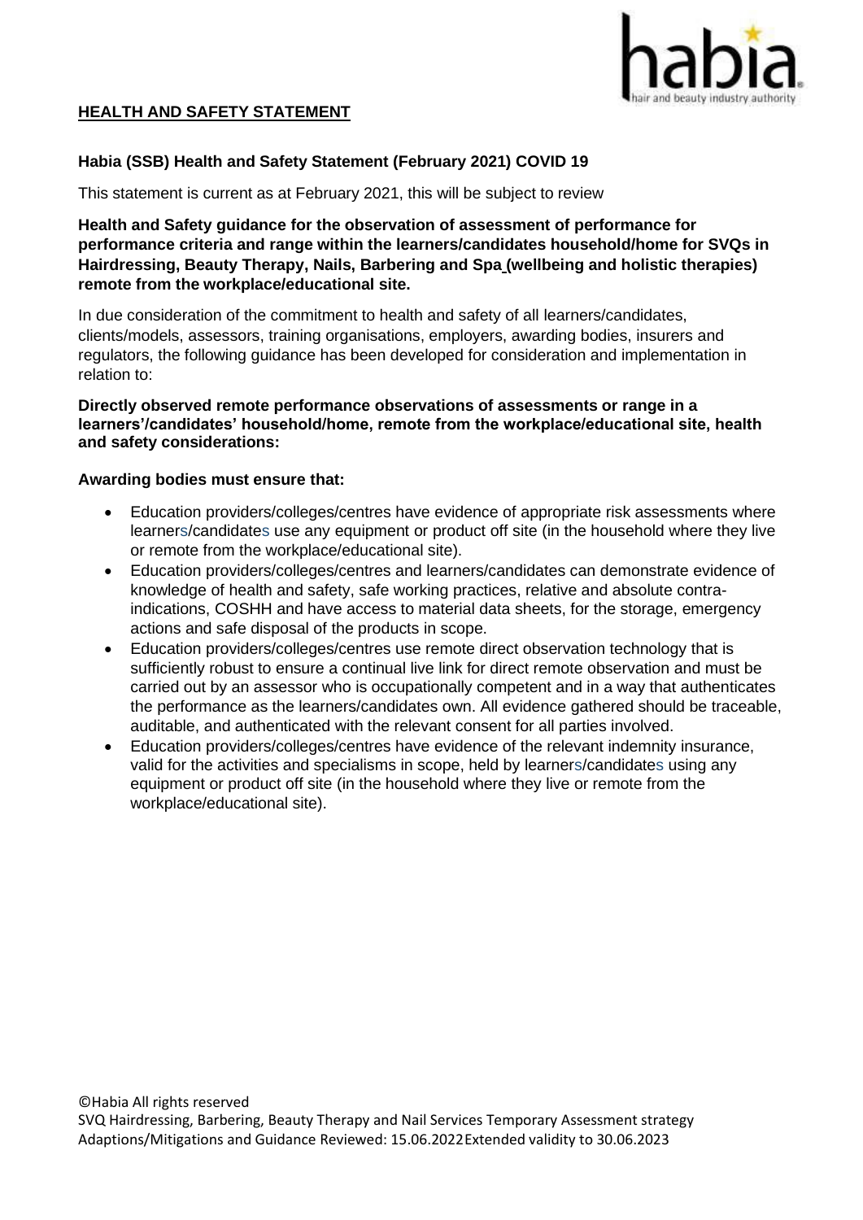## HEALTH AND SAFETY STATEMENT

**Habia (SSB) Health and Safety Statement (February 2021) COVID 19**

This statement is current as at February 2021, this will be subject to review

**Health and Safety guidance for the observation of assessment of performance for performance criteria and range within the learners/candidates household/home for SVQs in Hairdressing, Beauty Therapy, Nails, Barbering and Spa (wellbeing and holistic therapies) remote from the workplace/educational site.**

In due consideration of the commitment to health and safety of all learners/candidates, clients/models, assessors, training organisations, employers, awarding bodies, insurers and regulators, the following guidance has been developed for consideration and implementation in relation to:

**Directly observed remote performance observations of assessments or range in a learners'/candidates' household/home, remote from the workplace/educational site, health and safety considerations:**

**Awarding bodies must ensure that:**

- Education providers/colleges/centres have evidence of appropriate risk assessments where learners/candidates use any equipment or product off site (in the household where they live or remote from the workplace/educational site).
- Education providers/colleges/centres and learners/candidates can demonstrate evidence of knowledge of health and safety, safe working practices, relative and absolute contra-indications, COSHH and have access to material data sheets, for the storage, emergency actions and safe disposal of the products in scope.
- Education providers/colleges/centres use remote direct observation technology that is sufficiently robust to ensure a continual live link for direct remote observation and must be carried out by an assessor who is occupationally competent and in a way that authenticates the performance as the learners/candidates own. All evidence gathered should be traceable, auditable, and authenticated with the relevant consent for all parties involved.
- Education providers/colleges/centres have evidence of the relevant indemnity insurance, valid for the activities and specialisms in scope, held by learners/candidates using any equipment or product off site (in the household where they live or remote from the workplace/educational site).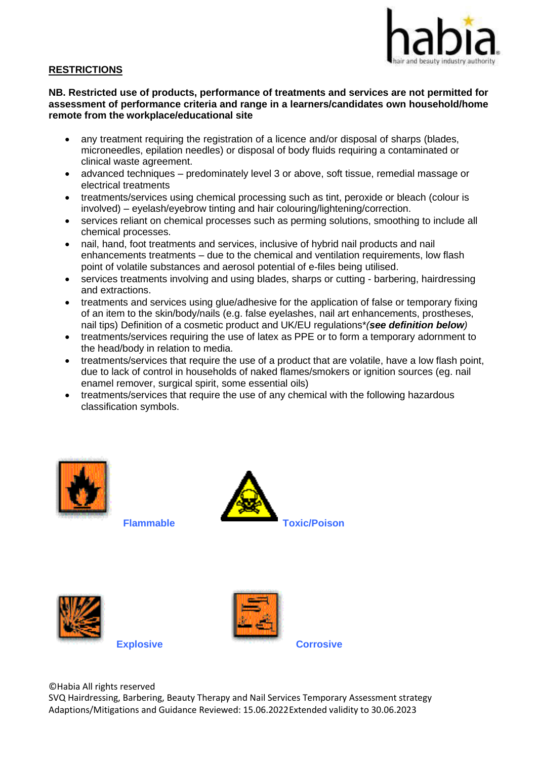## RESTRICTIONS

**NB. Restricted use of products, performance of treatments and services are not permitted for assessment of performance criteria and range in a learners/candidates own household/home remote from the workplace/educational site**

- any treatment requiring the registration of a licence and/or disposal of sharps (blades, microneedles, epilation needles) or disposal of body fluids requiring a contaminated or clinical waste agreement.
- advanced techniques – predominately level 3 or above, soft tissue, remedial massage or electrical treatments
- treatments/services using chemical processing such as tint, peroxide or bleach (colour is involved) – eyelash/eyebrow tinting and hair colouring/lightening/correction.
- services reliant on chemical processes such as perming solutions, smoothing to include all chemical processes.
- nail, hand, foot treatments and services, inclusive of hybrid nail products and nail enhancements treatments – due to the chemical and ventilation requirements, low flash point of volatile substances and aerosol potential of e-files being utilised.
- services treatments involving and using blades, sharps or cutting - barbering, hairdressing and extractions.
- treatments and services using glue/adhesive for the application of false or temporary fixing of an item to the skin/body/nails (e.g. false eyelashes, nail art enhancements, prostheses, nail tips) Definition of a cosmetic product and UK/EU regulations**(see definition below)*
- treatments/services requiring the use of latex as PPE or to form a temporary adornment to the head/body in relation to media.
- treatments/services that require the use of a product that are volatile, have a low flash point, due to lack of control in households of naked flames/smokers or ignition sources (eg. nail enamel remover, surgical spirit, some essential oils)
- treatments/services that require the use of any chemical with the following hazardous classification symbols.

**Flammable** **Toxic/Poison**

**Explosive** **Corrosive**

©Habia All rights reserved
SVQ Hairdressing, Barbering, Beauty Therapy and Nail Services Temporary Assessment strategy Adaptions/Mitigations and Guidance Reviewed: 15.06.2022 Extended validity to 30.06.2023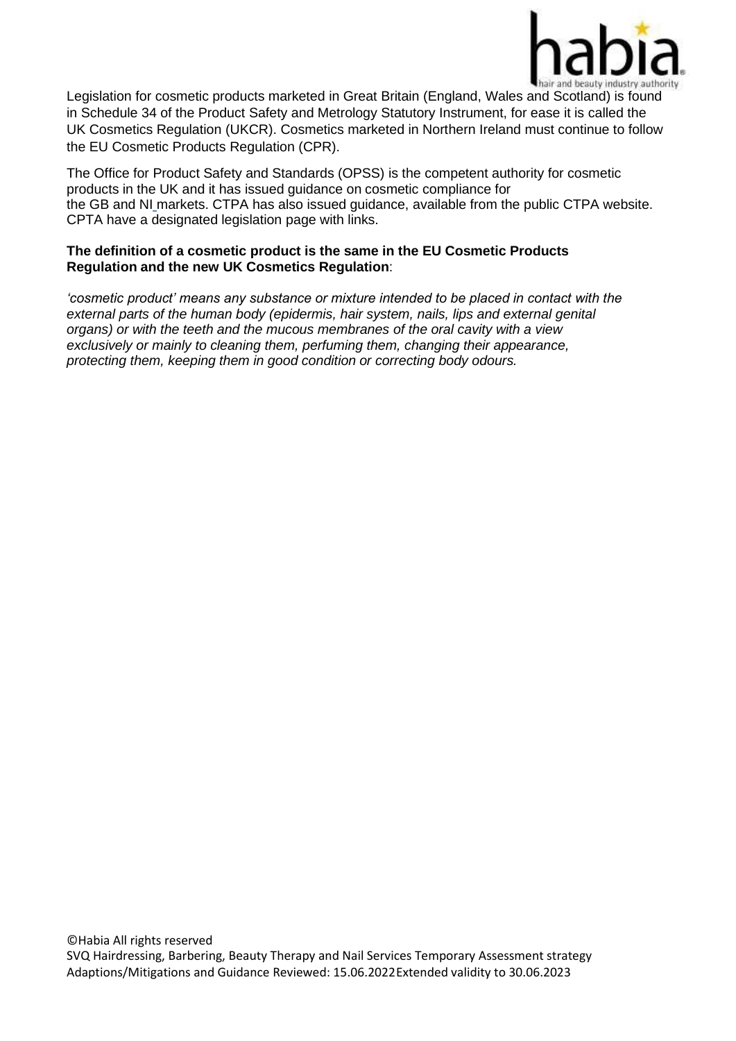Legislation for cosmetic products marketed in Great Britain (England, Wales and Scotland) is found in Schedule 34 of the Product Safety and Metrology Statutory Instrument, for ease it is called the UK Cosmetics Regulation (UKCR). Cosmetics marketed in Northern Ireland must continue to follow the EU Cosmetic Products Regulation (CPR).

The Office for Product Safety and Standards (OPSS) is the competent authority for cosmetic products in the UK and it has issued guidance on cosmetic compliance for the GB and NI markets. CTPA has also issued guidance, available from the public CTPA website. CPTA have a designated legislation page with links.

**The definition of a cosmetic product is the same in the EU Cosmetic Products Regulation and the new UK Cosmetics Regulation**:

*'cosmetic product' means any substance or mixture intended to be placed in contact with the external parts of the human body (epidermis, hair system, nails, lips and external genital organs) or with the teeth and the mucous membranes of the oral cavity with a view exclusively or mainly to cleaning them, perfuming them, changing their appearance, protecting them, keeping them in good condition or correcting body odours.*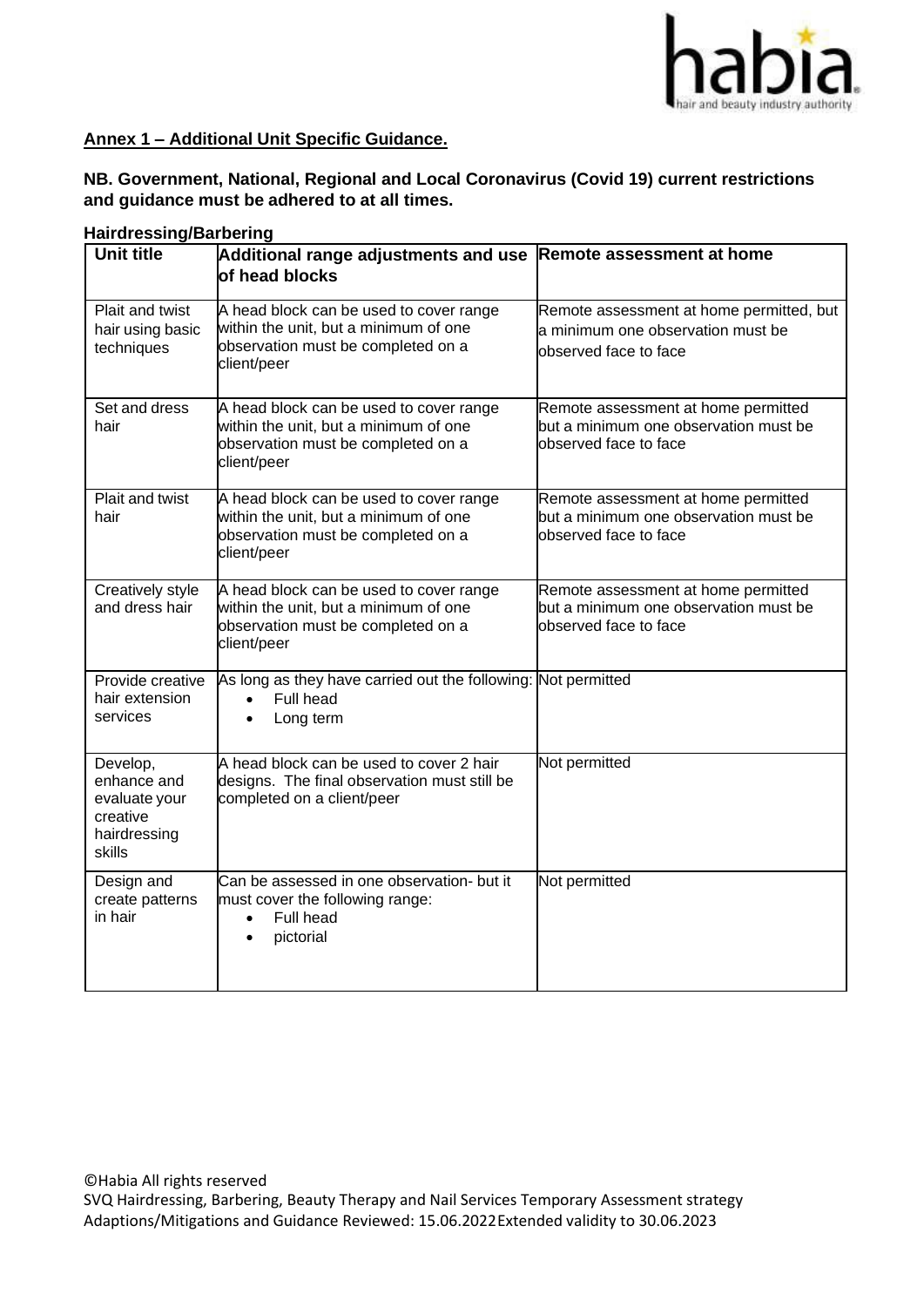## Annex 1 – Additional Unit Specific Guidance.

**NB. Government, National, Regional and Local Coronavirus (Covid 19) current restrictions and guidance must be adhered to at all times.**

### Hairdressing/Barbering

| Unit title | Additional range adjustments and use of head blocks | Remote assessment at home |
|---|---|---|
| Plait and twist hair using basic techniques | A head block can be used to cover range within the unit, but a minimum of one observation must be completed on a client/peer | Remote assessment at home permitted, but a minimum one observation must be observed face to face |
| Set and dress hair | A head block can be used to cover range within the unit, but a minimum of one observation must be completed on a client/peer | Remote assessment at home permitted but a minimum one observation must be observed face to face |
| Plait and twist hair | A head block can be used to cover range within the unit, but a minimum of one observation must be completed on a client/peer | Remote assessment at home permitted but a minimum one observation must be observed face to face |
| Creatively style and dress hair | A head block can be used to cover range within the unit, but a minimum of one observation must be completed on a client/peer | Remote assessment at home permitted but a minimum one observation must be observed face to face |
| Provide creative hair extension services | As long as they have carried out the following: <br>• Full head <br>• Long term | Not permitted |
| Develop, enhance and evaluate your creative hairdressing skills | A head block can be used to cover 2 hair designs. The final observation must still be completed on a client/peer | Not permitted |
| Design and create patterns in hair | Can be assessed in one observation- but it must cover the following range: <br>• Full head <br>• pictorial | Not permitted |

©Habia All rights reserved
SVQ Hairdressing, Barbering, Beauty Therapy and Nail Services Temporary Assessment strategy Adaptions/Mitigations and Guidance Reviewed: 15.06.2022 Extended validity to 30.06.2023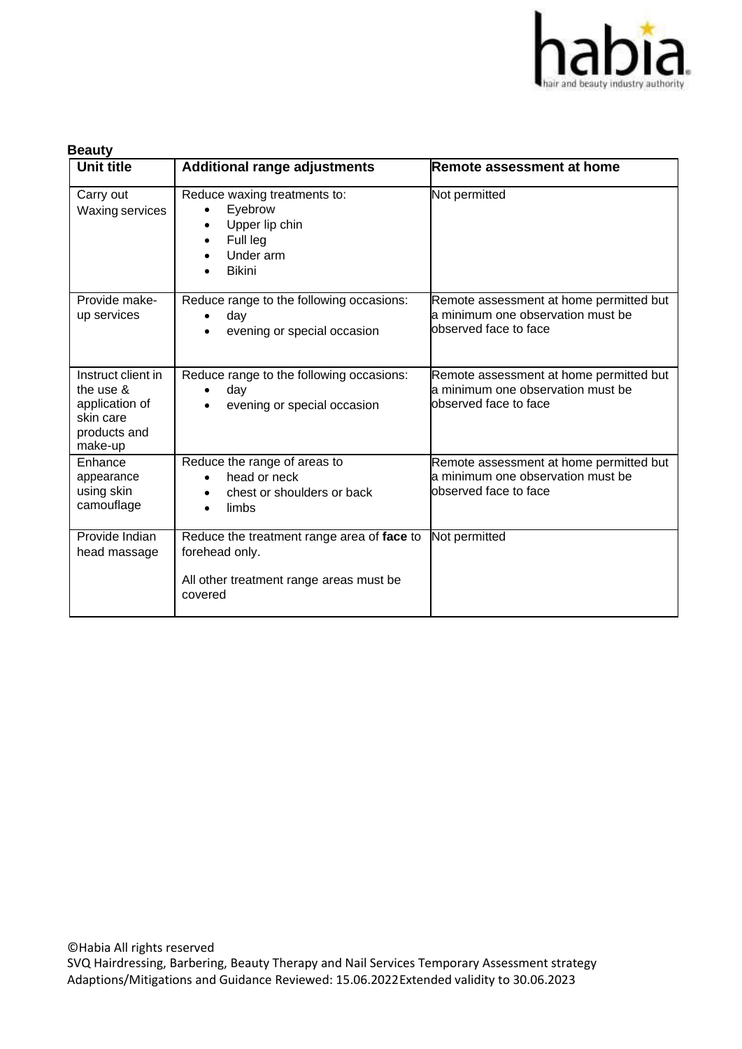**Beauty**

| Unit title | Additional range adjustments | Remote assessment at home |
| --- | --- | --- |
| Carry out Waxing services | Reduce waxing treatments to:<br>• Eyebrow<br>• Upper lip chin<br>• Full leg<br>• Under arm<br>• Bikini | Not permitted |
| Provide make-up services | Reduce range to the following occasions:<br>• day<br>• evening or special occasion | Remote assessment at home permitted but a minimum one observation must be observed face to face |
| Instruct client in the use & application of skin care products and make-up | Reduce range to the following occasions:<br>• day<br>• evening or special occasion | Remote assessment at home permitted but a minimum one observation must be observed face to face |
| Enhance appearance using skin camouflage | Reduce the range of areas to<br>• head or neck<br>• chest or shoulders or back<br>• limbs | Remote assessment at home permitted but a minimum one observation must be observed face to face |
| Provide Indian head massage | Reduce the treatment range area of **face** to forehead only.<br><br>All other treatment range areas must be covered | Not permitted |